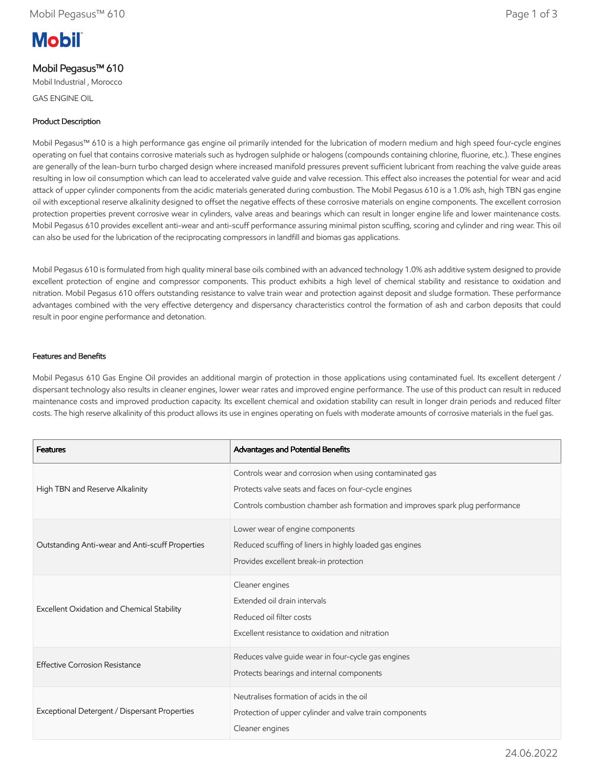# Mobil Pegasus™ 610

Mobil Industrial , Morocco

GAS ENGINE OIL

## Product Description

Mobil Pegasus™ 610 is a high performance gas engine oil primarily intended for the lubrication of modern medium and high speed four-cycle engines operating on fuel that contains corrosive materials such as hydrogen sulphide or halogens (compounds containing chlorine, fluorine, etc.). These engines are generally of the lean-burn turbo charged design where increased manifold pressures prevent sufficient lubricant from reaching the valve guide areas resulting in low oil consumption which can lead to accelerated valve guide and valve recession. This effect also increases the potential for wear and acid attack of upper cylinder components from the acidic materials generated during combustion. The Mobil Pegasus 610 is a 1.0% ash, high TBN gas engine oil with exceptional reserve alkalinity designed to offset the negative effects of these corrosive materials on engine components. The excellent corrosion protection properties prevent corrosive wear in cylinders, valve areas and bearings which can result in longer engine life and lower maintenance costs. Mobil Pegasus 610 provides excellent anti-wear and anti-scuff performance assuring minimal piston scuffing, scoring and cylinder and ring wear. This oil can also be used for the lubrication of the reciprocating compressors in landfill and biomas gas applications.

Mobil Pegasus 610 is formulated from high quality mineral base oils combined with an advanced technology 1.0% ash additive system designed to provide excellent protection of engine and compressor components. This product exhibits a high level of chemical stability and resistance to oxidation and nitration. Mobil Pegasus 610 offers outstanding resistance to valve train wear and protection against deposit and sludge formation. These performance advantages combined with the very effective detergency and dispersancy characteristics control the formation of ash and carbon deposits that could result in poor engine performance and detonation.

## Features and Benefits

Mobil Pegasus 610 Gas Engine Oil provides an additional margin of protection in those applications using contaminated fuel. Its excellent detergent / dispersant technology also results in cleaner engines, lower wear rates and improved engine performance. The use of this product can result in reduced maintenance costs and improved production capacity. Its excellent chemical and oxidation stability can result in longer drain periods and reduced filter costs. The high reserve alkalinity of this product allows its use in engines operating on fuels with moderate amounts of corrosive materials in the fuel gas.

| Features | Advantages and Potential Benefits |
|---|---|
| High TBN and Reserve Alkalinity | Controls wear and corrosion when using contaminated gas<br>Protects valve seats and faces on four-cycle engines<br>Controls combustion chamber ash formation and improves spark plug performance |
| Outstanding Anti-wear and Anti-scuff Properties | Lower wear of engine components<br>Reduced scuffing of liners in highly loaded gas engines<br>Provides excellent break-in protection |
| Excellent Oxidation and Chemical Stability | Cleaner engines<br>Extended oil drain intervals<br>Reduced oil filter costs<br>Excellent resistance to oxidation and nitration |
| Effective Corrosion Resistance | Reduces valve guide wear in four-cycle gas engines<br>Protects bearings and internal components |
| Exceptional Detergent / Dispersant Properties | Neutralises formation of acids in the oil<br>Protection of upper cylinder and valve train components<br>Cleaner engines |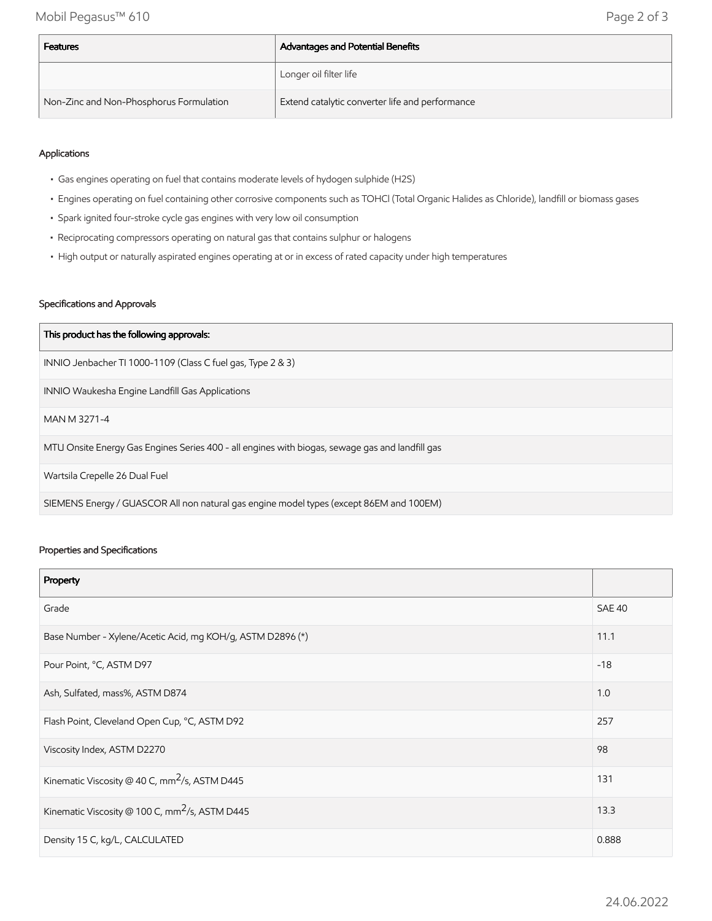| Features | Advantages and Potential Benefits |
| --- | --- |
| | Longer oil filter life |
| Non-Zinc and Non-Phosphorus Formulation | Extend catalytic converter life and performance |

### Applications

- Gas engines operating on fuel that contains moderate levels of hydrogen sulphide (H2S)
- Engines operating on fuel containing other corrosive components such as TOHCl (Total Organic Halides as Chloride), landfill or biomass gases
- Spark ignited four-stroke cycle gas engines with very low oil consumption
- Reciprocating compressors operating on natural gas that contains sulphur or halogens
- High output or naturally aspirated engines operating at or in excess of rated capacity under high temperatures

### Specifications and Approvals

| This product has the following approvals: |
| --- |
| INNIO Jenbacher TI 1000-1109 (Class C fuel gas, Type 2 & 3) |
| INNIO Waukesha Engine Landfill Gas Applications |
| MAN M 3271-4 |
| MTU Onsite Energy Gas Engines Series 400 - all engines with biogas, sewage gas and landfill gas |
| Wartsila Crepelle 26 Dual Fuel |
| SIEMENS Energy / GUASCOR All non natural gas engine model types (except 86EM and 100EM) |

### Properties and Specifications

| Property | |
| --- | --- |
| Grade | SAE 40 |
| Base Number - Xylene/Acetic Acid, mg KOH/g, ASTM D2896 (*) | 11.1 |
| Pour Point, °C, ASTM D97 | -18 |
| Ash, Sulfated, mass%, ASTM D874 | 1.0 |
| Flash Point, Cleveland Open Cup, °C, ASTM D92 | 257 |
| Viscosity Index, ASTM D2270 | 98 |
| Kinematic Viscosity @ 40 C, $mm^2/s$, ASTM D445 | 131 |
| Kinematic Viscosity @ 100 C, $mm^2/s$, ASTM D445 | 13.3 |
| Density 15 C, kg/L, CALCULATED | 0.888 |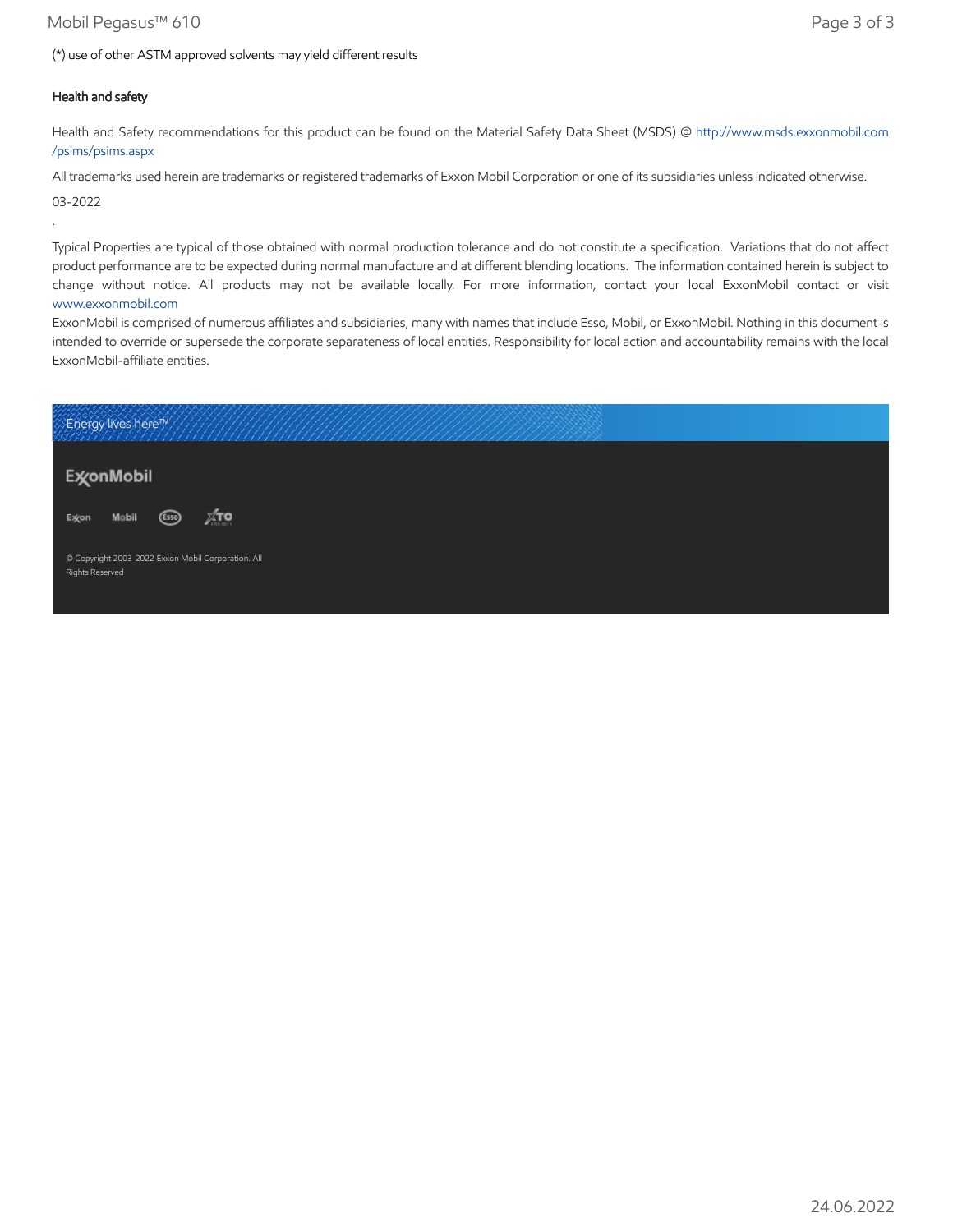(*) use of other ASTM approved solvents may yield different results

### Health and safety

Health and Safety recommendations for this product can be found on the Material Safety Data Sheet (MSDS) @ http://www.msds.exxonmobil.com/psims/psims.aspx

All trademarks used herein are trademarks or registered trademarks of Exxon Mobil Corporation or one of its subsidiaries unless indicated otherwise.

03-2022

.

Typical Properties are typical of those obtained with normal production tolerance and do not constitute a specification. Variations that do not affect product performance are to be expected during normal manufacture and at different blending locations. The information contained herein is subject to change without notice. All products may not be available locally. For more information, contact your local ExxonMobil contact or visit www.exxonmobil.com

ExxonMobil is comprised of numerous affiliates and subsidiaries, many with names that include Esso, Mobil, or ExxonMobil. Nothing in this document is intended to override or supersede the corporate separateness of local entities. Responsibility for local action and accountability remains with the local ExxonMobil-affiliate entities.

Energy lives here™

ExxonMobil

Exxon Mobil Esso XTO

© Copyright 2003-2022 Exxon Mobil Corporation. All Rights Reserved

24.06.2022